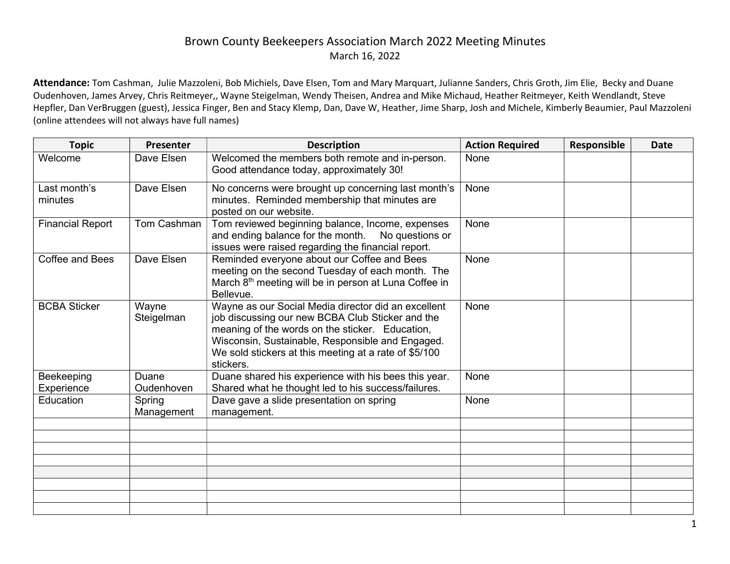# Brown County Beekeepers Association March 2022 Meeting Minutes

March 16, 2022

**Attendance:** Tom Cashman, Julie Mazzoleni, Bob Michiels, Dave Elsen, Tom and Mary Marquart, Julianne Sanders, Chris Groth, Jim Elie, Becky and Duane Oudenhoven, James Arvey, Chris Reitmeyer,, Wayne Steigelman, Wendy Theisen, Andrea and Mike Michaud, Heather Reitmeyer, Keith Wendlandt, Steve Hepfler, Dan VerBruggen (guest), Jessica Finger, Ben and Stacy Klemp, Dan, Dave W, Heather, Jime Sharp, Josh and Michele, Kimberly Beaumier, Paul Mazzoleni (online attendees will not always have full names)

| Topic | Presenter | Description | Action Required | Responsible | Date |
|---|---|---|---|---|---|
| Welcome | Dave Elsen | Welcomed the members both remote and in-person. Good attendance today, approximately 30! | None | | |
| Last month's minutes | Dave Elsen | No concerns were brought up concerning last month's minutes. Reminded membership that minutes are posted on our website. | None | | |
| Financial Report | Tom Cashman | Tom reviewed beginning balance, Income, expenses and ending balance for the month. No questions or issues were raised regarding the financial report. | None | | |
| Coffee and Bees | Dave Elsen | Reminded everyone about our Coffee and Bees meeting on the second Tuesday of each month. The March 8th meeting will be in person at Luna Coffee in Bellevue. | None | | |
| BCBA Sticker | Wayne Steigelman | Wayne as our Social Media director did an excellent job discussing our new BCBA Club Sticker and the meaning of the words on the sticker. Education, Wisconsin, Sustainable, Responsible and Engaged. We sold stickers at this meeting at a rate of $5/100 stickers. | None | | |
| Beekeeping Experience | Duane Oudenhoven | Duane shared his experience with his bees this year. Shared what he thought led to his success/failures. | None | | |
| Education | Spring Management | Dave gave a slide presentation on spring management. | None | | |
| | | | | | |
| | | | | | |
| | | | | | |
| | | | | | |
| | | | | | |
| | | | | | |
| | | | | | |
| | | | | | |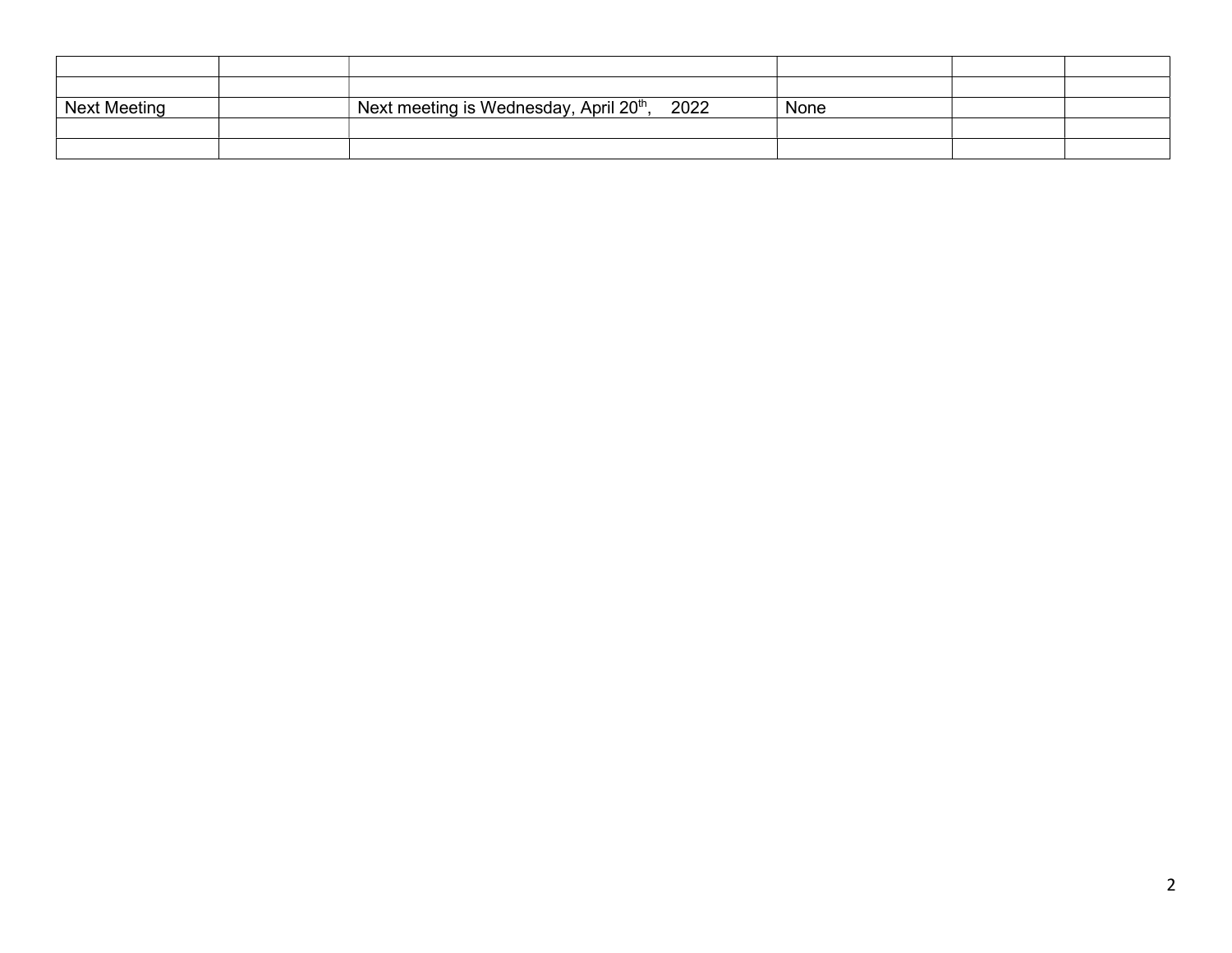| | | | | | |
|---|---|---|---|---|---|
| | | | | | |
| | | | | | |
| Next Meeting | | Next meeting is Wednesday, April 20th, 2022 | None | | |
| | | | | | |
| | | | | | |